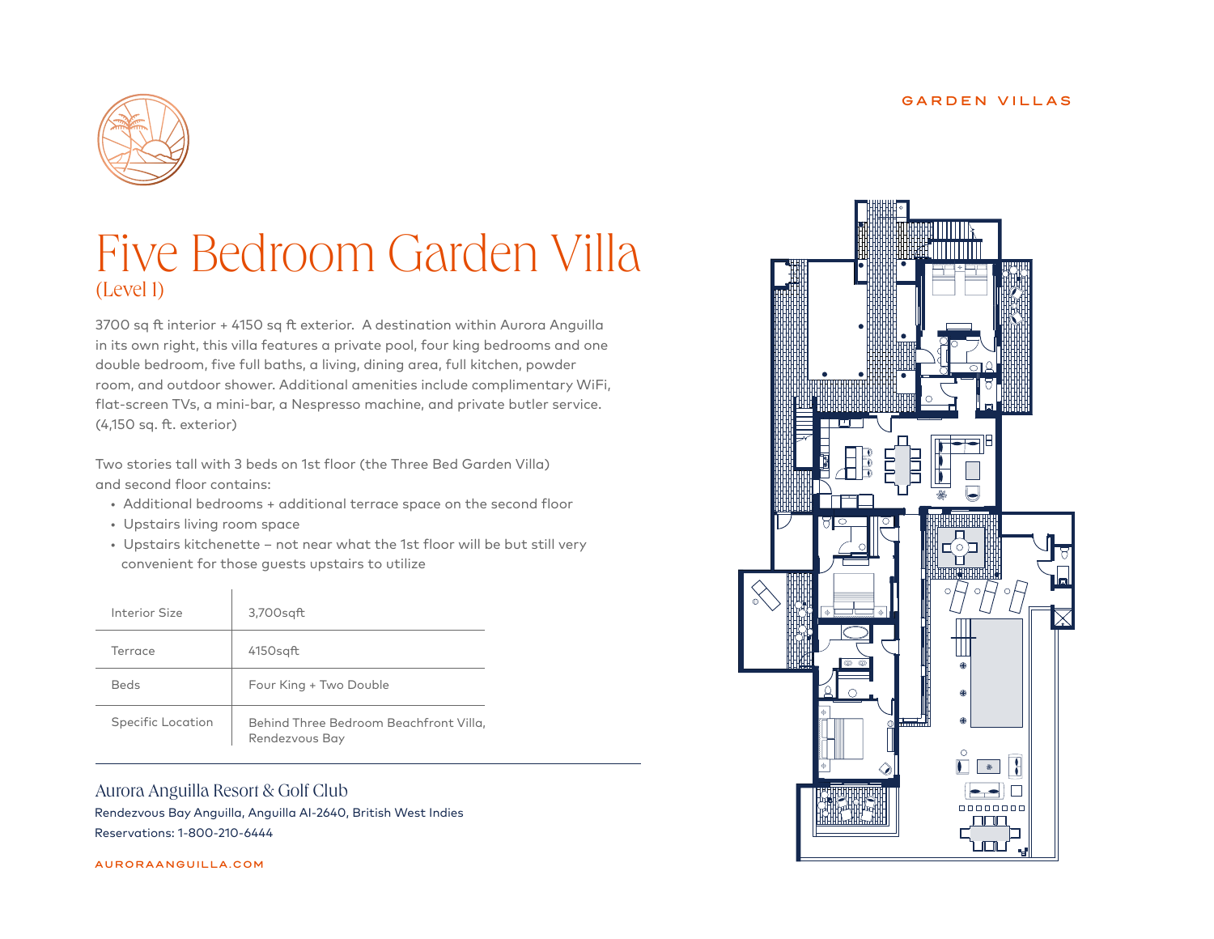GARDEN VILLAS

# Five Bedroom Garden Villa

(Level 1)

3700 sq ft interior + 4150 sq ft exterior. A destination within Aurora Anguilla in its own right, this villa features a private pool, four king bedrooms and one double bedroom, five full baths, a living, dining area, full kitchen, powder room, and outdoor shower. Additional amenities include complimentary WiFi, flat-screen TVs, a mini-bar, a Nespresso machine, and private butler service. (4,150 sq. ft. exterior)

Two stories tall with 3 beds on 1st floor (the Three Bed Garden Villa) and second floor contains:

- Additional bedrooms + additional terrace space on the second floor
- Upstairs living room space
- Upstairs kitchenette – not near what the 1st floor will be but still very convenient for those guests upstairs to utilize

| | |
|---|---|
| Interior Size | 3,700sqft |
| Terrace | 4150sqft |
| Beds | Four King + Two Double |
| Specific Location | Behind Three Bedroom Beachfront Villa, Rendezvous Bay |

## Aurora Anguilla Resort & Golf Club

Rendezvous Bay Anguilla, Anguilla AI-2640, British West Indies

Reservations: 1-800-210-6444

AURORAANGUILLA.COM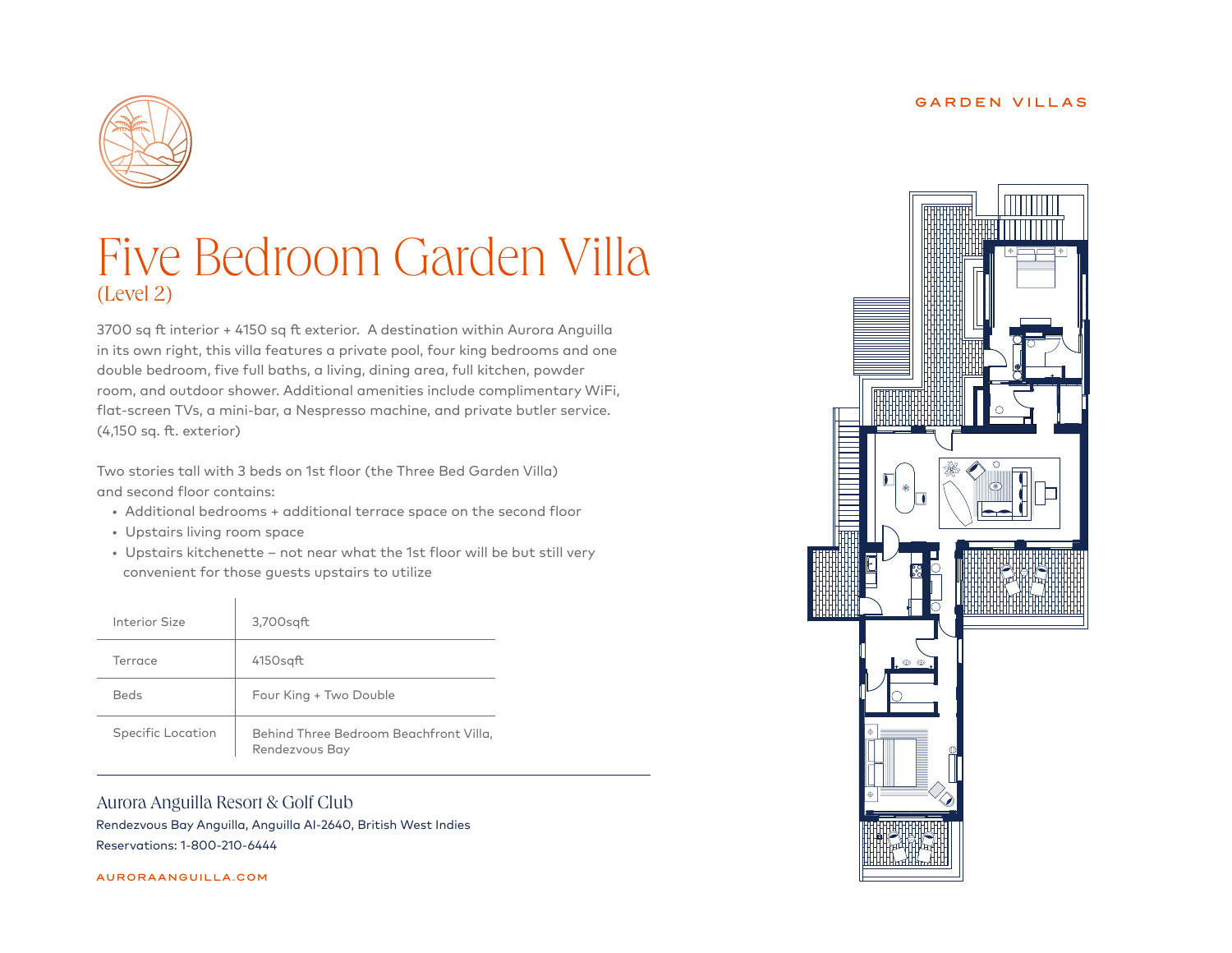GARDEN VILLAS

# Five Bedroom Garden Villa

(Level 2)

3700 sq ft interior + 4150 sq ft exterior. A destination within Aurora Anguilla in its own right, this villa features a private pool, four king bedrooms and one double bedroom, five full baths, a living, dining area, full kitchen, powder room, and outdoor shower. Additional amenities include complimentary WiFi, flat-screen TVs, a mini-bar, a Nespresso machine, and private butler service. (4,150 sq. ft. exterior)

Two stories tall with 3 beds on 1st floor (the Three Bed Garden Villa) and second floor contains:

- Additional bedrooms + additional terrace space on the second floor
- Upstairs living room space
- Upstairs kitchenette – not near what the 1st floor will be but still very convenient for those guests upstairs to utilize

| | |
|---|---|
| Interior Size | 3,700sqft |
| Terrace | 4150sqft |
| Beds | Four King + Two Double |
| Specific Location | Behind Three Bedroom Beachfront Villa, Rendezvous Bay |

## Aurora Anguilla Resort & Golf Club

Rendezvous Bay Anguilla, Anguilla AI-2640, British West Indies

Reservations: 1-800-210-6444

AURORAANGUILLA.COM